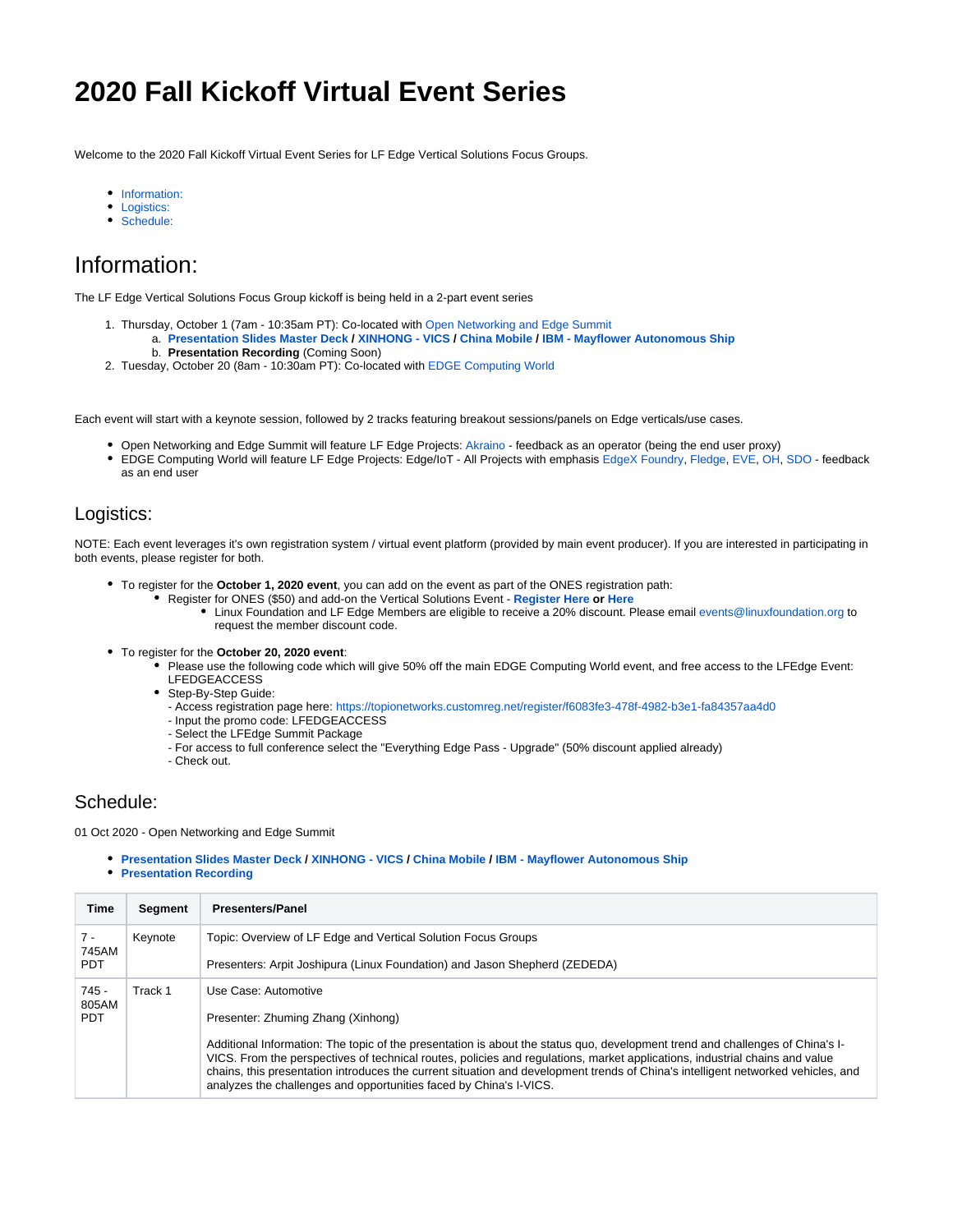# 2020 Fall Kickoff Virtual Event Series

Welcome to the 2020 Fall Kickoff Virtual Event Series for LF Edge Vertical Solutions Focus Groups.

- Information:
- Logistics:
- Schedule:

# Information:

The LF Edge Vertical Solutions Focus Group kickoff is being held in a 2-part event series

1. Thursday, October 1 (7am - 10:35am PT): Co-located with Open Networking and Edge Summit
   a. **Presentation Slides Master Deck / XINHONG - VICS / China Mobile / IBM - Mayflower Autonomous Ship**
   b. **Presentation Recording** (Coming Soon)
2. Tuesday, October 20 (8am - 10:30am PT): Co-located with EDGE Computing World

Each event will start with a keynote session, followed by 2 tracks featuring breakout sessions/panels on Edge verticals/use cases.

- Open Networking and Edge Summit will feature LF Edge Projects: Akraino - feedback as an operator (being the end user proxy)
- EDGE Computing World will feature LF Edge Projects: Edge/IoT - All Projects with emphasis EdgeX Foundry, Fledge, EVE, OH, SDO - feedback as an end user

## Logistics:

NOTE: Each event leverages it's own registration system / virtual event platform (provided by main event producer). If you are interested in participating in both events, please register for both.

- To register for the **October 1, 2020 event**, you can add on the event as part of the ONES registration path:
  - Register for ONES ($50) and add-on the Vertical Solutions Event - **Register Here or Here**
    - Linux Foundation and LF Edge Members are eligible to receive a 20% discount. Please email events@linuxfoundation.org to request the member discount code.
- To register for the **October 20, 2020 event**:
  - Please use the following code which will give 50% off the main EDGE Computing World event, and free access to the LFEdge Event: LFEDGEACCESS
  - Step-By-Step Guide:
    - Access registration page here: https://topionetworks.customreg.net/register/f6083fe3-478f-4982-b3e1-fa84357aa4d0
    - Input the promo code: LFEDGEACCESS
    - Select the LFEdge Summit Package
    - For access to full conference select the "Everything Edge Pass - Upgrade" (50% discount applied already)
    - Check out.

## Schedule:

01 Oct 2020 - Open Networking and Edge Summit

- **Presentation Slides Master Deck / XINHONG - VICS / China Mobile / IBM - Mayflower Autonomous Ship**
- **Presentation Recording**

| Time | Segment | Presenters/Panel |
|---|---|---|
| 7 - 745AM PDT | Keynote | Topic: Overview of LF Edge and Vertical Solution Focus Groups<br><br>Presenters: Arpit Joshipura (Linux Foundation) and Jason Shepherd (ZEDEDA) |
| 745 - 805AM PDT | Track 1 | Use Case: Automotive<br><br>Presenter: Zhuming Zhang (Xinhong)<br><br>Additional Information: The topic of the presentation is about the status quo, development trend and challenges of China's I-VICS. From the perspectives of technical routes, policies and regulations, market applications, industrial chains and value chains, this presentation introduces the current situation and development trends of China's intelligent networked vehicles, and analyzes the challenges and opportunities faced by China's I-VICS. |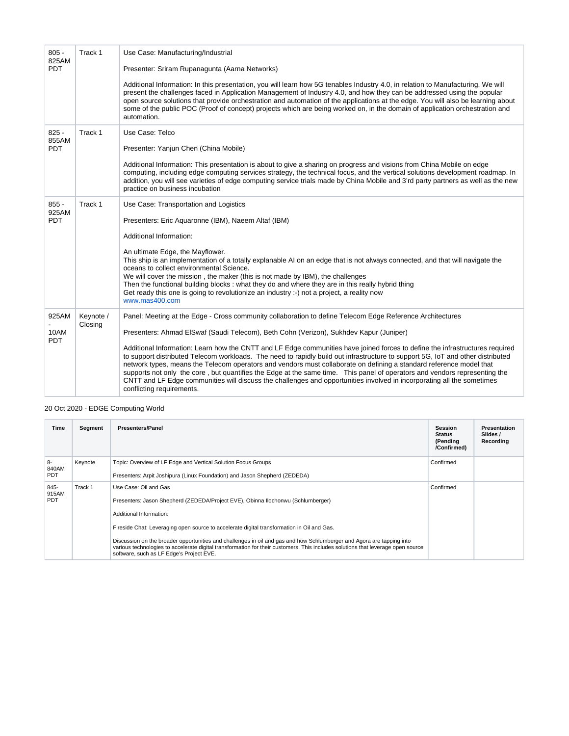| | | |
|---|---|---|
| 805 - 825AM PDT | Track 1 | Use Case: Manufacturing/Industrial<br><br>Presenter: Sriram Rupanagunta (Aarna Networks)<br><br>Additional Information: In this presentation, you will learn how 5G tenables Industry 4.0, in relation to Manufacturing. We will present the challenges faced in Application Management of Industry 4.0, and how they can be addressed using the popular open source solutions that provide orchestration and automation of the applications at the edge. You will also be learning about some of the public POC (Proof of concept) projects which are being worked on, in the domain of application orchestration and automation. |
| 825 - 855AM PDT | Track 1 | Use Case: Telco<br><br>Presenter: Yanjun Chen (China Mobile)<br><br>Additional Information: This presentation is about to give a sharing on progress and visions from China Mobile on edge computing, including edge computing services strategy, the technical focus, and the vertical solutions development roadmap. In addition, you will see varieties of edge computing service trials made by China Mobile and 3'rd party partners as well as the new practice on business incubation |
| 855 - 925AM PDT | Track 1 | Use Case: Transportation and Logistics<br><br>Presenters: Eric Aquaronne (IBM), Naeem Altaf (IBM)<br><br>Additional Information:<br><br>An ultimate Edge, the Mayflower.<br>This ship is an implementation of a totally explanable AI on an edge that is not always connected, and that will navigate the oceans to collect environmental Science.<br>We will cover the mission , the maker (this is not made by IBM), the challenges<br>Then the functional building blocks : what they do and where they are in this really hybrid thing<br>Get ready this one is going to revolutionize an industry :-) not a project, a reality now<br>www.mas400.com |
| 925AM - 10AM PDT | Keynote / Closing | Panel: Meeting at the Edge - Cross community collaboration to define Telecom Edge Reference Architectures<br><br>Presenters: Ahmad ElSwaf (Saudi Telecom), Beth Cohn (Verizon), Sukhdev Kapur (Juniper)<br><br>Additional Information: Learn how the CNTT and LF Edge communities have joined forces to define the infrastructures required to support distributed Telecom workloads. The need to rapidly build out infrastructure to support 5G, IoT and other distributed network types, means the Telecom operators and vendors must collaborate on defining a standard reference model that supports not only the core , but quantifies the Edge at the same time. This panel of operators and vendors representing the CNTT and LF Edge communities will discuss the challenges and opportunities involved in incorporating all the sometimes conflicting requirements. |

20 Oct 2020 - EDGE Computing World

| Time | Segment | Presenters/Panel | Session Status (Pending /Confirmed) | Presentation Slides / Recording |
|---|---|---|---|---|
| 8-840AM PDT | Keynote | Topic: Overview of LF Edge and Vertical Solution Focus Groups<br><br>Presenters: Arpit Joshipura (Linux Foundation) and Jason Shepherd (ZEDEDA) | Confirmed | |
| 845-915AM PDT | Track 1 | Use Case: Oil and Gas<br><br>Presenters: Jason Shepherd (ZEDEDA/Project EVE), Obinna Ilochonwu (Schlumberger)<br><br>Additional Information:<br><br>Fireside Chat: Leveraging open source to accelerate digital transformation in Oil and Gas.<br><br>Discussion on the broader opportunities and challenges in oil and gas and how Schlumberger and Agora are tapping into various technologies to accelerate digital transformation for their customers. This includes solutions that leverage open source software, such as LF Edge's Project EVE. | Confirmed | |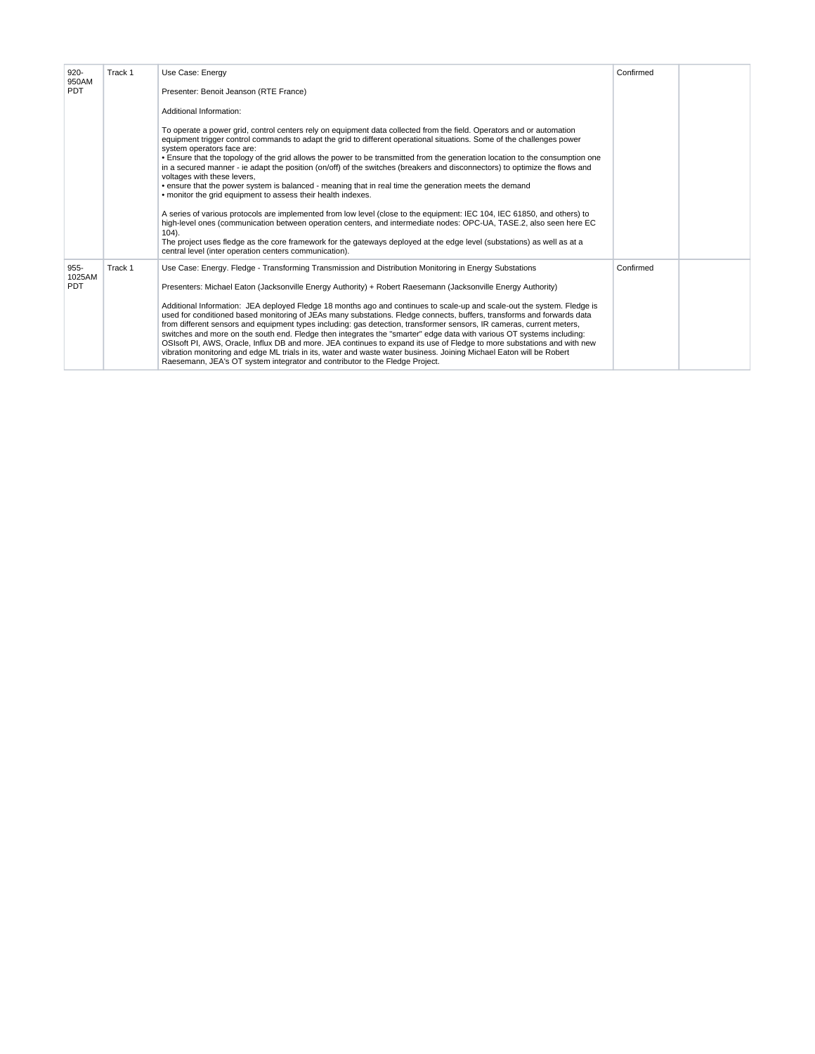| | | | | |
|---|---|---|---|---|
| 920-950AM PDT | Track 1 | Use Case: Energy<br><br>Presenter: Benoit Jeanson (RTE France)<br><br>Additional Information:<br><br>To operate a power grid, control centers rely on equipment data collected from the field. Operators and or automation equipment trigger control commands to adapt the grid to different operational situations. Some of the challenges power system operators face are:<br>• Ensure that the topology of the grid allows the power to be transmitted from the generation location to the consumption one in a secured manner - ie adapt the position (on/off) of the switches (breakers and disconnectors) to optimize the flows and voltages with these levers,<br>• ensure that the power system is balanced - meaning that in real time the generation meets the demand<br>• monitor the grid equipment to assess their health indexes.<br><br>A series of various protocols are implemented from low level (close to the equipment: IEC 104, IEC 61850, and others) to high-level ones (communication between operation centers, and intermediate nodes: OPC-UA, TASE.2, also seen here EC 104).<br>The project uses fledge as the core framework for the gateways deployed at the edge level (substations) as well as at a central level (inter operation centers communication). | Confirmed | |
| 955-1025AM PDT | Track 1 | Use Case: Energy. Fledge - Transforming Transmission and Distribution Monitoring in Energy Substations<br><br>Presenters: Michael Eaton (Jacksonville Energy Authority) + Robert Raesemann (Jacksonville Energy Authority)<br><br>Additional Information: JEA deployed Fledge 18 months ago and continues to scale-up and scale-out the system. Fledge is used for conditioned based monitoring of JEAs many substations. Fledge connects, buffers, transforms and forwards data from different sensors and equipment types including: gas detection, transformer sensors, IR cameras, current meters, switches and more on the south end. Fledge then integrates the "smarter" edge data with various OT systems including: OSIsoft PI, AWS, Oracle, Influx DB and more. JEA continues to expand its use of Fledge to more substations and with new vibration monitoring and edge ML trials in its, water and waste water business. Joining Michael Eaton will be Robert Raesemann, JEA's OT system integrator and contributor to the Fledge Project. | Confirmed | |